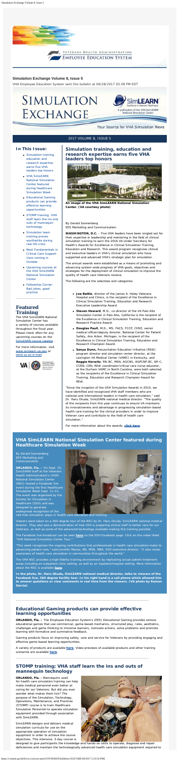Simulation Exchange Volume 8, Issue 5

# Simulation Exchange Volume 8, Issue 5

VHA Employee Education System sent this bulletin at 09/28/2017 03:09 PM EDT

Simulation Exchange

SimLEARN Excellence in Veterans' Healthcare

A publication of the VHA SimLEARN National Simulation Center

Your Source for VHA Simulation News

2017 VOLUME 8, ISSUE 5

## In This Issue:

- Simulation training, education and research expertise earns five VHA leaders top honors
- VHA SimLEARN National Simulation Center featured during Healthcare Simulation Week
- Educational Gaming products can provide effective learning opportunities
- STOMP training; VHA staff learn the ins and outs of mannequin technology
- Simulation team training proves worthwhile during real life crisis
- Next Fundamentals in Critical Care Support class coming in October
- Upcoming courses at the VHA SimLEARN National Simulation Center
- Fellowship Corner: Bad jokes, good practice

## Featured Training

The VHA SimLEARN National Simulation Center has a variety of courses available throughout the fiscal year, Please check often for any upcoming courses on the SimLEARN course catalog.

For more information, visit www.simlearn.va.gov or send us an e-mail.

## Simulation training, education and research expertise earns five VHA leaders top honors

An image of the VHA SimLEARN National Simulation Center. (VA courtesy photo)

By Gerald Sonnenberg
EES Marketing and Communication

**WASHINGTON, D.C.** – Five VHA leaders have been singled out for their expertise in leadership and mentoring in the field of clinical simulation training to earn the 2016 VA Under Secretary for Health's Awards for Excellence in Clinical Simulation Training, Education and Research. This award program recognizes clinical and executive leaders in VHA's clinical simulation who have supported and advanced VHA's strategic plan for simulation.

The annual awards were established as a means of promoting and advancing system-wide progress of VHA goals, objectives and strategies for the deployment of clinical simulation to improve the quality of health care Veterans receive.

The following are the selectees and categories:

- **Joe Battle**, director of the James A. Haley Veterans Hospital and Clinics, is the recipient of the Excellence in Clinical Simulation Training, Education and Research Executive Leadership Award.
- **Steven Howard**, M.D., co-director of the VA Palo Alto Simulation Center in Palo Alto, California is the recipient of the Excellence in Clinical Simulation Training, Education and Research Practice Award.
- **Douglas Paull**, M.D., MS, FACS, FCCP, CHSE, senior medical officer/deputy director, National Center for Patient Safety, Ann Arbor, Michigan, is the recipient of the Excellence in Clinical Simulation Training, Education and Research Champion Award.
- **Sonya Dunn,** Resuscitation Education Initiative (REdI) program director and simulation center director, at the Lexington VA Medical Center (VAMC) in Kentucky, and **Reggie Horwitz**, RN-BC, MSN, AGCNS, AGPCNP-BC, NP-C, CCRN, CEN, REdI coordinator/critical care nurse educator, at the Durham VAMC in North Carolina, were both selected as the recipients of the Excellence in Clinical Simulation Training, Education and Research Champion Award for REdI.

"Since the inception of the USH Simulation Awards in 2010, we have identified and recognized VHA staff members who are national and international leaders in health care simulation," said Dr. Haru Okuda, SimLEARN national medical director. "The quality of the recipients from this year continues to ensure VA maintains its innovativeness and advantage in progressing simulation-based health care training for the clinical providers in order to improve Veteran care and contribute to the field of health care simulation."

For more information about the awards, **click here**.

## VHA SimLEARN National Simulation Center featured during Healthcare Simulation Week

By Gerald Sonnenberg
EES Marketing and Communication

**ORLANDO, Fla.** – On Sept. 15, SimLEARN staff at the Veterans Health Administration's (VHA) National Simulation Center (NSC) hosted a Facebook live event during the first Healthcare Simulation Week Sept. 11-15. The event was organized by the Society for Simulation in Healthcare (SSH) and was designed to generate widespread recognition of the role that simulation plays in health care education and training.

Viewers were taken on a 360-degree tour of the NSC by Dr. Haru Okuda, SimLEARN national medical director. They also saw a demonstration of how VHA is preparing clinical staff to better care for our Veterans, as well as some of the advanced technology available making this training possible.

The Facebook live broadcast can be seen **here** on the SSH Facebook page. Click on the video titled "VHA National Simulation Center Tour."

"This week recognizes the ongoing contributions that professionals in health care simulation make to advancing patient care," said Jennifer Manos, RN, MSN, MBA, SSH executive director. "It also raises awareness of health care simulation in communities throughout the world."

The VHA NSC provides a high-fidelity training environment by replicating actual patient treatment areas including an outpatient clinic setting, as well as an inpatient/hospital setting. More information about the NSC is available **here**.

**In the photo, Dr. Haru Okuda, SimLEARN national medical director, talks to viewers of the Facebook live, 360 degree facility tour. In his right hand is a cell phone which allowed him to answer questions or view comments in real time from the viewers. (VA photo by Ramon Garcia)**

## Educational Gaming products can provide effective learning opportunities

**ORLANDO, Fla.** – The Employee Education System's (EES) Educational Gaming provides serious educational games that use commercial, game-based mechanics, structured play, rules, aesthetics, challenges and game thinking to immerse learners, motivate actions, solve problems and promote learning with formative and summative feedback.

Gaming products focus on improving safety, care and service for Veterans by providing engaging and effective game-based learning opportunities.

A variety of products are available **here**. Video previews of available products and other training scenarios are available **here**.

## STOMP training; VHA staff learn the ins and outs of mannequin technology

**ORLANDO, Fla.** - Mannequins used for health care simulation training can help make medical personnel even better at caring for our Veterans. But did you ever wonder what makes them tick? The purpose of the Simulation, Technology, Operations, Maintenance, and Practices (STOMP) course is to train Healthcare Simulation Personnel to operate simulation equipment provided through association with SimLEARN.

SimLEARN designs and delivers medical simulation curricula for use on the appropriate operation of simulation equipment in order to achieve the course objectives. This intensive, 3-day course is designed to give participants the knowledge and hands-on skills to operate, diagnose and repair deficiencies and maintain the technologically advanced health care simulation equipment required to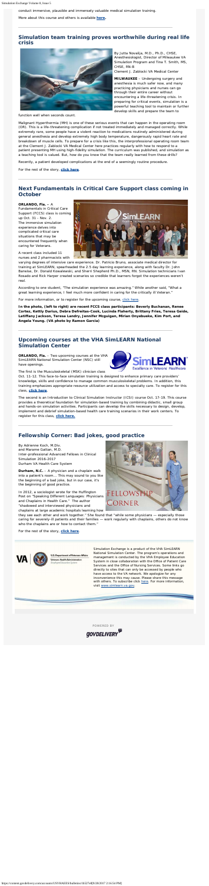conduct immersive, plausible and immensely valuable medical simulation training.

More about this course and others is available **here.**

## Simulation team training proves worthwhile during real life crisis

By Jutta Novalija, M.D., Ph.D., CHSE, Anesthesiologist, Director of Milwaukee VA Simulation Program and Tina T. Smith, MS, CHSE, RN-B
Clement J. Zablocki VA Medical Center

**MILWAUKEE** – Undergoing surgery and anesthesia is much safer now, and many practicing physicians and nurses can go through their entire career without encountering a life-threatening crisis. In preparing for critical events, simulation is a powerful teaching tool to maintain or further develop skills and prepare the team to function well when seconds count.

Malignant Hyperthermia (MH) is one of these serious events that can happen in the operating room (OR). This is a life-threatening complication if not treated immediately and managed correctly. While extremely rare, some people have a violent reaction to medications routinely administered during general anesthesia and develop extremely high body temperature, dangerously rapid heart rate and breakdown of muscle cells. To prepare for a crisis like this, the interprofessional operating room team at the Clement J. Zablocki VA Medical Center here practices regularly with how to respond to a patient presenting MH using high-fidelity simulation. The curriculum was published, and simulation as a teaching tool is valued. But, how do you know that the team really learned from these drills?

Recently, a patient developed complications at the end of a seemingly routine procedure.

For the rest of the story, **click here**.

## Next Fundamentals in Critical Care Support class coming in October

**ORLANDO, Fla. –** A Fundamentals in Critical Care Support (FCCS) class is coming up Oct. 31 - Nov. 2. The immersive simulation experience delves into complicated critical care situations that may be encountered frequently when caring for Veterans.

A recent class included 11 nurses and 2 pharmacists with varying degrees of intensive care experience. Dr. Patricio Bruno, associate medical director for training at SimLEARN, spearheaded the 2.5 day learning experience, along with faculty Dr. John Barwise, Dr. Donald Kowalewski, and Sherri Shepherd Ph.D., MSN, RN. Simulation technicians Ivan Rosado and Rick Harper created scenarios so credible that learners forgot the experiences weren't real.

According to one student, "The simulation experience was amazing." While another said, "What a great learning experience, I feel much more confident in caring for the critically ill Veteran."

For more information, or to register for the upcoming course, click here.

**In the photo, (left to right) are recent FCCS class participants: Beverly Buchanan, Renee Cortez, Kettly Darius, Debra DeFreitas-Cook, Lucinda Flaherty, Brittany Fries, Teresa Geide, Latiffany Jackson, Teresa Landry, Jennifer Mcguigan, Mirian Onyebueke, Kim Port, and Angela Young. (VA photo by Ramon Garcia)**

## Upcoming courses at the VHA SimLEARN National Simulation Center

**ORLANDO, Fla.** – Two upcoming courses at the VHA SimLEARN National Simulation Center (NSC) still have openings.

The first is the Musculoskeletal (MSK) clinician class Oct. 11-12. This face-to-face simulation training is designed to enhance primary care providers' knowledge, skills and confidence to manage common musculoskeletal problems. In addition, this training emphasizes appropriate resource utilization and access to specialty care. To register for this class, **click here**.

The second is an Introduction to Clinical Simulation Instructor (ICSI) course Oct. 17-19. This course provides a theoretical foundation for simulation-based training by combining didactic, small group and hands-on simulation activities. Participants can develop the skills necessary to design, develop, implement and debrief simulation-based health care training scenarios in their work centers. To register for this class, **click here.**

## Fellowship Corner: Bad jokes, good practice

By Adrienne Koch, M.Div.
and Marame Gattan, M.D.
Inter-professional Advanced Fellows in Clinical Simulation 2016-2017
Durham VA Health Care System

**Durham, N.C.** - A physician and a chaplain walk into a patient's room… This may sound to you like the beginning of a bad joke, but in our case, it's the beginning of good practice.

In 2012, a sociologist wrote for the Huffington Post on "Speaking Different Languages: Physicians and Chaplains in Health Care." The author "shadowed and interviewed physicians and chaplains at large academic hospitals learning how they see each other and work together." She found that "while some physicians — especially those caring for severely-ill patients and their families — work regularly with chaplains, others do not know who the chaplains are or how to contact them."

For the rest of the story, **click here**.

Simulation Exchange is a product of the VHA SimLEARN National Simulation Center. The program's operations and management is conducted by the VHA Employee Education System in close collaboration with the Office of Patient Care Services and the Office of Nursing Services. Some links go directly to sites that can only be accessed by people who have access to the VA network. We apologize for any inconvenience this may cause. Please share this message with others. To subscribe click here. For more information, visit www.simlearn.va.gov.

POWERED BY GOVDELIVERY